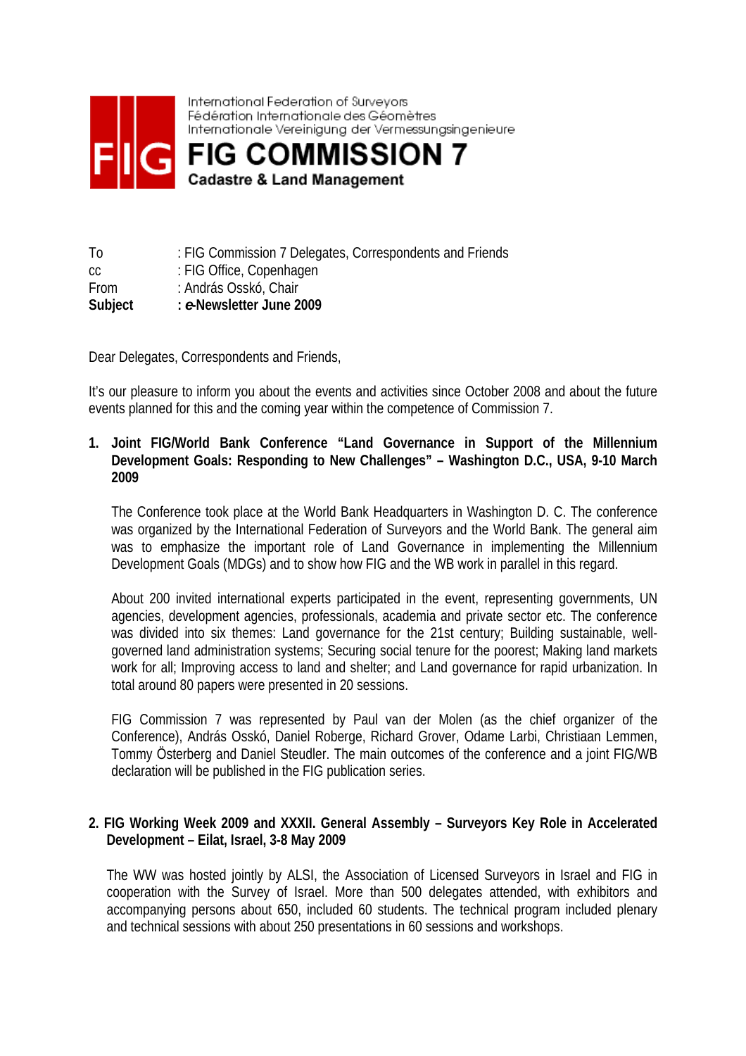International Federation of Surveyors
Fédération Internationale des Géomètres
Internationale Vereinigung der Vermessungsingenieure

# FIG COMMISSION 7

**Cadastre & Land Management**

| | |
|---|---|
| To | : FIG Commission 7 Delegates, Correspondents and Friends |
| cc | : FIG Office, Copenhagen |
| From | : András Osskó, Chair |
| **Subject** | **: *e*-Newsletter June 2009** |

Dear Delegates, Correspondents and Friends,

It's our pleasure to inform you about the events and activities since October 2008 and about the future events planned for this and the coming year within the competence of Commission 7.

## 1. Joint FIG/World Bank Conference "Land Governance in Support of the Millennium Development Goals: Responding to New Challenges" – Washington D.C., USA, 9-10 March 2009

The Conference took place at the World Bank Headquarters in Washington D. C. The conference was organized by the International Federation of Surveyors and the World Bank. The general aim was to emphasize the important role of Land Governance in implementing the Millennium Development Goals (MDGs) and to show how FIG and the WB work in parallel in this regard.

About 200 invited international experts participated in the event, representing governments, UN agencies, development agencies, professionals, academia and private sector etc. The conference was divided into six themes: Land governance for the 21st century; Building sustainable, well-governed land administration systems; Securing social tenure for the poorest; Making land markets work for all; Improving access to land and shelter; and Land governance for rapid urbanization. In total around 80 papers were presented in 20 sessions.

FIG Commission 7 was represented by Paul van der Molen (as the chief organizer of the Conference), András Osskó, Daniel Roberge, Richard Grover, Odame Larbi, Christiaan Lemmen, Tommy Österberg and Daniel Steudler. The main outcomes of the conference and a joint FIG/WB declaration will be published in the FIG publication series.

## 2. FIG Working Week 2009 and XXXII. General Assembly – Surveyors Key Role in Accelerated Development – Eilat, Israel, 3-8 May 2009

The WW was hosted jointly by ALSI, the Association of Licensed Surveyors in Israel and FIG in cooperation with the Survey of Israel. More than 500 delegates attended, with exhibitors and accompanying persons about 650, included 60 students. The technical program included plenary and technical sessions with about 250 presentations in 60 sessions and workshops.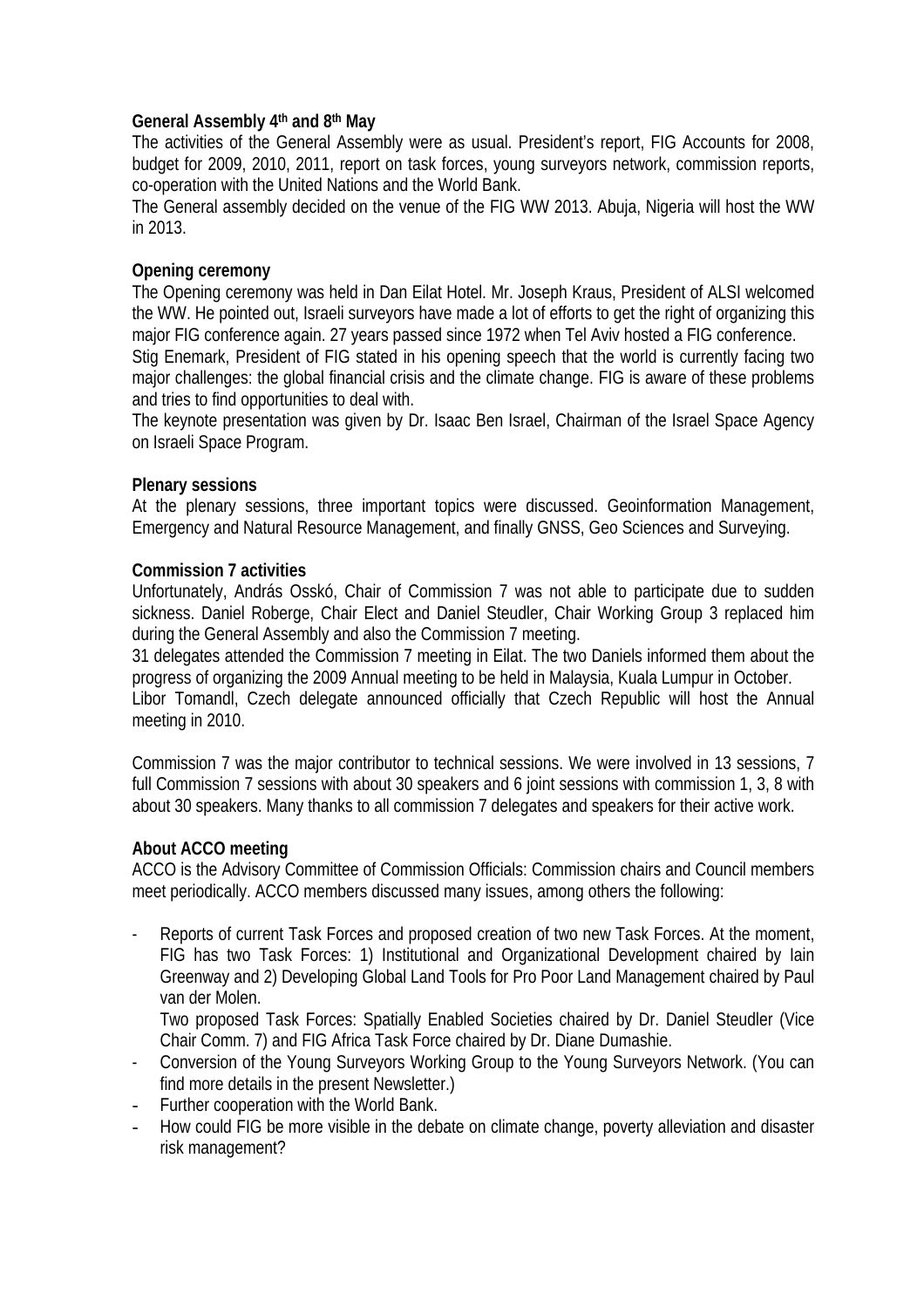**General Assembly 4th and 8th May**

The activities of the General Assembly were as usual. President's report, FIG Accounts for 2008, budget for 2009, 2010, 2011, report on task forces, young surveyors network, commission reports, co-operation with the United Nations and the World Bank.

The General assembly decided on the venue of the FIG WW 2013. Abuja, Nigeria will host the WW in 2013.

**Opening ceremony**

The Opening ceremony was held in Dan Eilat Hotel. Mr. Joseph Kraus, President of ALSI welcomed the WW. He pointed out, Israeli surveyors have made a lot of efforts to get the right of organizing this major FIG conference again. 27 years passed since 1972 when Tel Aviv hosted a FIG conference.

Stig Enemark, President of FIG stated in his opening speech that the world is currently facing two major challenges: the global financial crisis and the climate change. FIG is aware of these problems and tries to find opportunities to deal with.

The keynote presentation was given by Dr. Isaac Ben Israel, Chairman of the Israel Space Agency on Israeli Space Program.

**Plenary sessions**

At the plenary sessions, three important topics were discussed. Geoinformation Management, Emergency and Natural Resource Management, and finally GNSS, Geo Sciences and Surveying.

**Commission 7 activities**

Unfortunately, András Osskó, Chair of Commission 7 was not able to participate due to sudden sickness. Daniel Roberge, Chair Elect and Daniel Steudler, Chair Working Group 3 replaced him during the General Assembly and also the Commission 7 meeting.

31 delegates attended the Commission 7 meeting in Eilat. The two Daniels informed them about the progress of organizing the 2009 Annual meeting to be held in Malaysia, Kuala Lumpur in October.

Libor Tomandl, Czech delegate announced officially that Czech Republic will host the Annual meeting in 2010.

Commission 7 was the major contributor to technical sessions. We were involved in 13 sessions, 7 full Commission 7 sessions with about 30 speakers and 6 joint sessions with commission 1, 3, 8 with about 30 speakers. Many thanks to all commission 7 delegates and speakers for their active work.

**About ACCO meeting**

ACCO is the Advisory Committee of Commission Officials: Commission chairs and Council members meet periodically. ACCO members discussed many issues, among others the following:

- Reports of current Task Forces and proposed creation of two new Task Forces. At the moment, FIG has two Task Forces: 1) Institutional and Organizational Development chaired by Iain Greenway and 2) Developing Global Land Tools for Pro Poor Land Management chaired by Paul van der Molen.

  Two proposed Task Forces: Spatially Enabled Societies chaired by Dr. Daniel Steudler (Vice Chair Comm. 7) and FIG Africa Task Force chaired by Dr. Diane Dumashie.
- Conversion of the Young Surveyors Working Group to the Young Surveyors Network. (You can find more details in the present Newsletter.)
- Further cooperation with the World Bank.
- How could FIG be more visible in the debate on climate change, poverty alleviation and disaster risk management?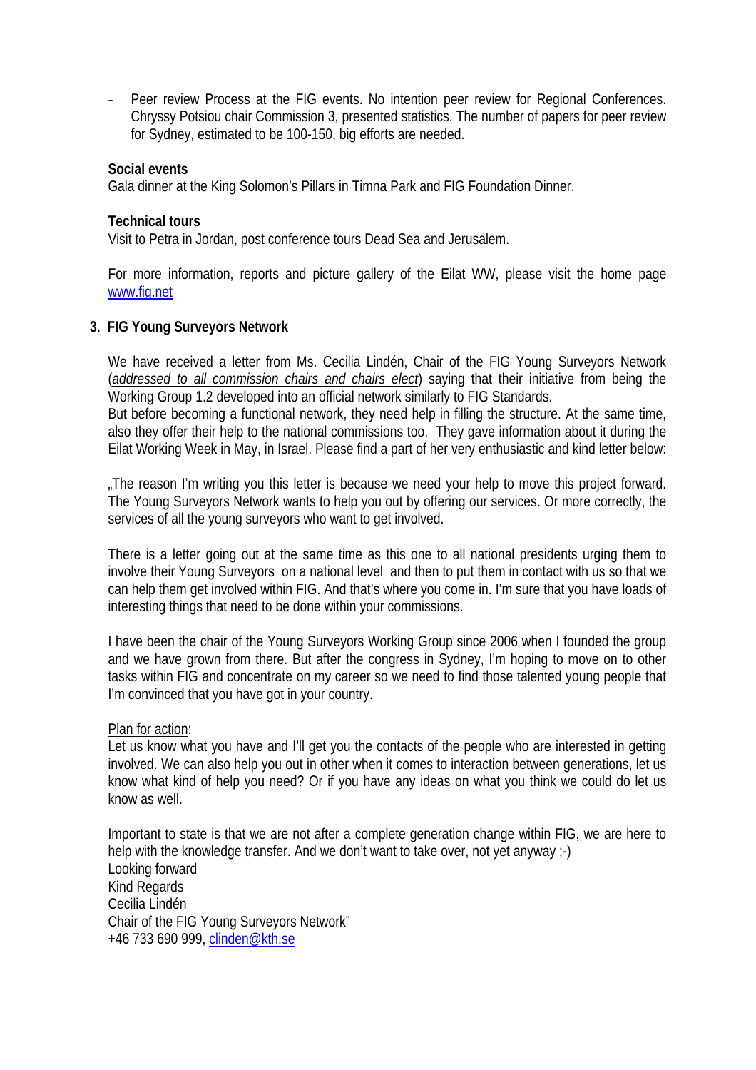- Peer review Process at the FIG events. No intention peer review for Regional Conferences. Chryssy Potsiou chair Commission 3, presented statistics. The number of papers for peer review for Sydney, estimated to be 100-150, big efforts are needed.

**Social events**
Gala dinner at the King Solomon's Pillars in Timna Park and FIG Foundation Dinner.

**Technical tours**
Visit to Petra in Jordan, post conference tours Dead Sea and Jerusalem.

For more information, reports and picture gallery of the Eilat WW, please visit the home page www.fig.net

## 3. FIG Young Surveyors Network

We have received a letter from Ms. Cecilia Lindén, Chair of the FIG Young Surveyors Network (*addressed to all commission chairs and chairs elect*) saying that their initiative from being the Working Group 1.2 developed into an official network similarly to FIG Standards.
But before becoming a functional network, they need help in filling the structure. At the same time, also they offer their help to the national commissions too. They gave information about it during the Eilat Working Week in May, in Israel. Please find a part of her very enthusiastic and kind letter below:

„The reason I'm writing you this letter is because we need your help to move this project forward. The Young Surveyors Network wants to help you out by offering our services. Or more correctly, the services of all the young surveyors who want to get involved.

There is a letter going out at the same time as this one to all national presidents urging them to involve their Young Surveyors on a national level and then to put them in contact with us so that we can help them get involved within FIG. And that's where you come in. I'm sure that you have loads of interesting things that need to be done within your commissions.

I have been the chair of the Young Surveyors Working Group since 2006 when I founded the group and we have grown from there. But after the congress in Sydney, I'm hoping to move on to other tasks within FIG and concentrate on my career so we need to find those talented young people that I'm convinced that you have got in your country.

Plan for action:
Let us know what you have and I'll get you the contacts of the people who are interested in getting involved. We can also help you out in other when it comes to interaction between generations, let us know what kind of help you need? Or if you have any ideas on what you think we could do let us know as well.

Important to state is that we are not after a complete generation change within FIG, we are here to help with the knowledge transfer. And we don't want to take over, not yet anyway ;-)
Looking forward
Kind Regards
Cecilia Lindén
Chair of the FIG Young Surveyors Network"
+46 733 690 999, clinden@kth.se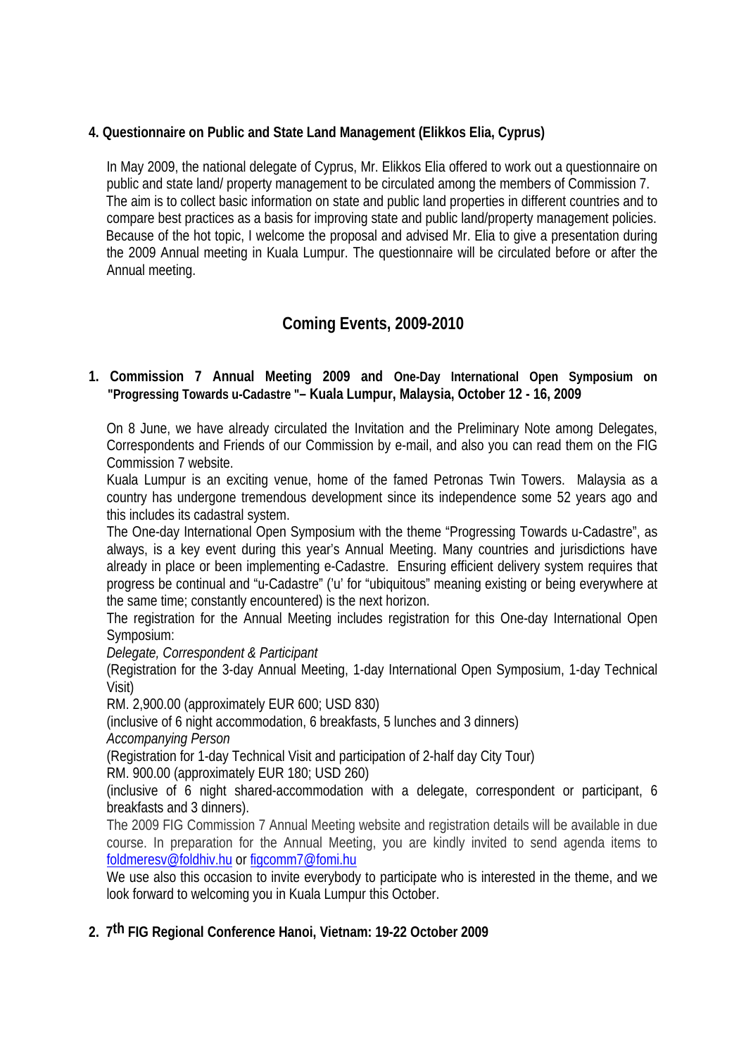**4. Questionnaire on Public and State Land Management (Elikkos Elia, Cyprus)**

In May 2009, the national delegate of Cyprus, Mr. Elikkos Elia offered to work out a questionnaire on public and state land/ property management to be circulated among the members of Commission 7. The aim is to collect basic information on state and public land properties in different countries and to compare best practices as a basis for improving state and public land/property management policies. Because of the hot topic, I welcome the proposal and advised Mr. Elia to give a presentation during the 2009 Annual meeting in Kuala Lumpur. The questionnaire will be circulated before or after the Annual meeting.

## Coming Events, 2009-2010

**1. Commission 7 Annual Meeting 2009 and One-Day International Open Symposium on "Progressing Towards u-Cadastre "– Kuala Lumpur, Malaysia, October 12 - 16, 2009**

On 8 June, we have already circulated the Invitation and the Preliminary Note among Delegates, Correspondents and Friends of our Commission by e-mail, and also you can read them on the FIG Commission 7 website.

Kuala Lumpur is an exciting venue, home of the famed Petronas Twin Towers. Malaysia as a country has undergone tremendous development since its independence some 52 years ago and this includes its cadastral system.

The One-day International Open Symposium with the theme "Progressing Towards u-Cadastre", as always, is a key event during this year's Annual Meeting. Many countries and jurisdictions have already in place or been implementing e-Cadastre. Ensuring efficient delivery system requires that progress be continual and "u-Cadastre" ('u' for "ubiquitous" meaning existing or being everywhere at the same time; constantly encountered) is the next horizon.

The registration for the Annual Meeting includes registration for this One-day International Open Symposium:

*Delegate, Correspondent & Participant*

(Registration for the 3-day Annual Meeting, 1-day International Open Symposium, 1-day Technical Visit)

RM. 2,900.00 (approximately EUR 600; USD 830)

(inclusive of 6 night accommodation, 6 breakfasts, 5 lunches and 3 dinners)

*Accompanying Person*

(Registration for 1-day Technical Visit and participation of 2-half day City Tour)

RM. 900.00 (approximately EUR 180; USD 260)

(inclusive of 6 night shared-accommodation with a delegate, correspondent or participant, 6 breakfasts and 3 dinners).

The 2009 FIG Commission 7 Annual Meeting website and registration details will be available in due course. In preparation for the Annual Meeting, you are kindly invited to send agenda items to foldmeresv@foldhiv.hu or figcomm7@fomi.hu

We use also this occasion to invite everybody to participate who is interested in the theme, and we look forward to welcoming you in Kuala Lumpur this October.

**2. 7th FIG Regional Conference Hanoi, Vietnam: 19-22 October 2009**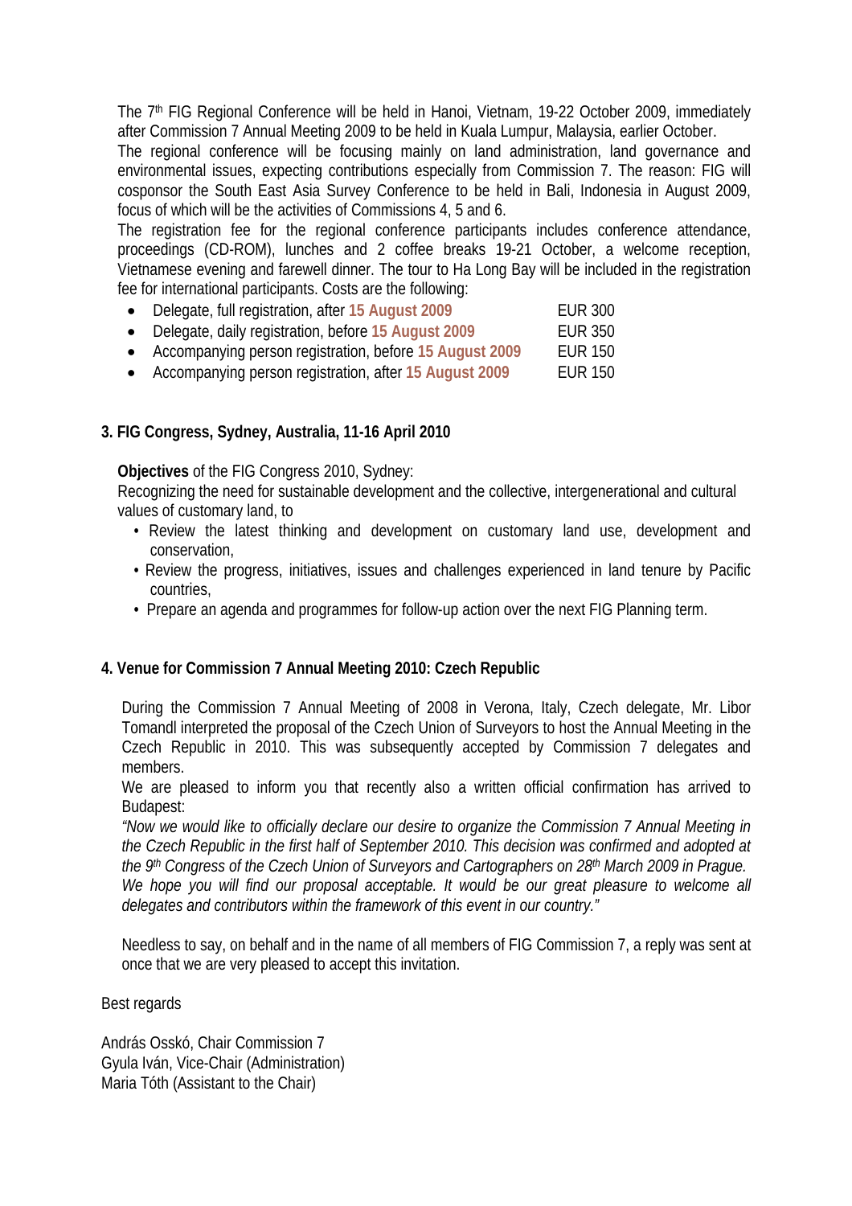The 7th FIG Regional Conference will be held in Hanoi, Vietnam, 19-22 October 2009, immediately after Commission 7 Annual Meeting 2009 to be held in Kuala Lumpur, Malaysia, earlier October.

The regional conference will be focusing mainly on land administration, land governance and environmental issues, expecting contributions especially from Commission 7. The reason: FIG will cosponsor the South East Asia Survey Conference to be held in Bali, Indonesia in August 2009, focus of which will be the activities of Commissions 4, 5 and 6.

The registration fee for the regional conference participants includes conference attendance, proceedings (CD-ROM), lunches and 2 coffee breaks 19-21 October, a welcome reception, Vietnamese evening and farewell dinner. The tour to Ha Long Bay will be included in the registration fee for international participants. Costs are the following:

- Delegate, full registration, after **15 August 2009** EUR 300
- Delegate, daily registration, before **15 August 2009** EUR 350
- Accompanying person registration, before **15 August 2009** EUR 150
- Accompanying person registration, after **15 August 2009** EUR 150

## 3. FIG Congress, Sydney, Australia, 11-16 April 2010

**Objectives** of the FIG Congress 2010, Sydney:

Recognizing the need for sustainable development and the collective, intergenerational and cultural values of customary land, to

- Review the latest thinking and development on customary land use, development and conservation,
- Review the progress, initiatives, issues and challenges experienced in land tenure by Pacific countries,
- Prepare an agenda and programmes for follow-up action over the next FIG Planning term.

## 4. Venue for Commission 7 Annual Meeting 2010: Czech Republic

During the Commission 7 Annual Meeting of 2008 in Verona, Italy, Czech delegate, Mr. Libor Tomandl interpreted the proposal of the Czech Union of Surveyors to host the Annual Meeting in the Czech Republic in 2010. This was subsequently accepted by Commission 7 delegates and members.

We are pleased to inform you that recently also a written official confirmation has arrived to Budapest:

*"Now we would like to officially declare our desire to organize the Commission 7 Annual Meeting in the Czech Republic in the first half of September 2010. This decision was confirmed and adopted at the 9th Congress of the Czech Union of Surveyors and Cartographers on 28th March 2009 in Prague. We hope you will find our proposal acceptable. It would be our great pleasure to welcome all delegates and contributors within the framework of this event in our country."*

Needless to say, on behalf and in the name of all members of FIG Commission 7, a reply was sent at once that we are very pleased to accept this invitation.

Best regards

András Osskó, Chair Commission 7
Gyula Iván, Vice-Chair (Administration)
Maria Tóth (Assistant to the Chair)